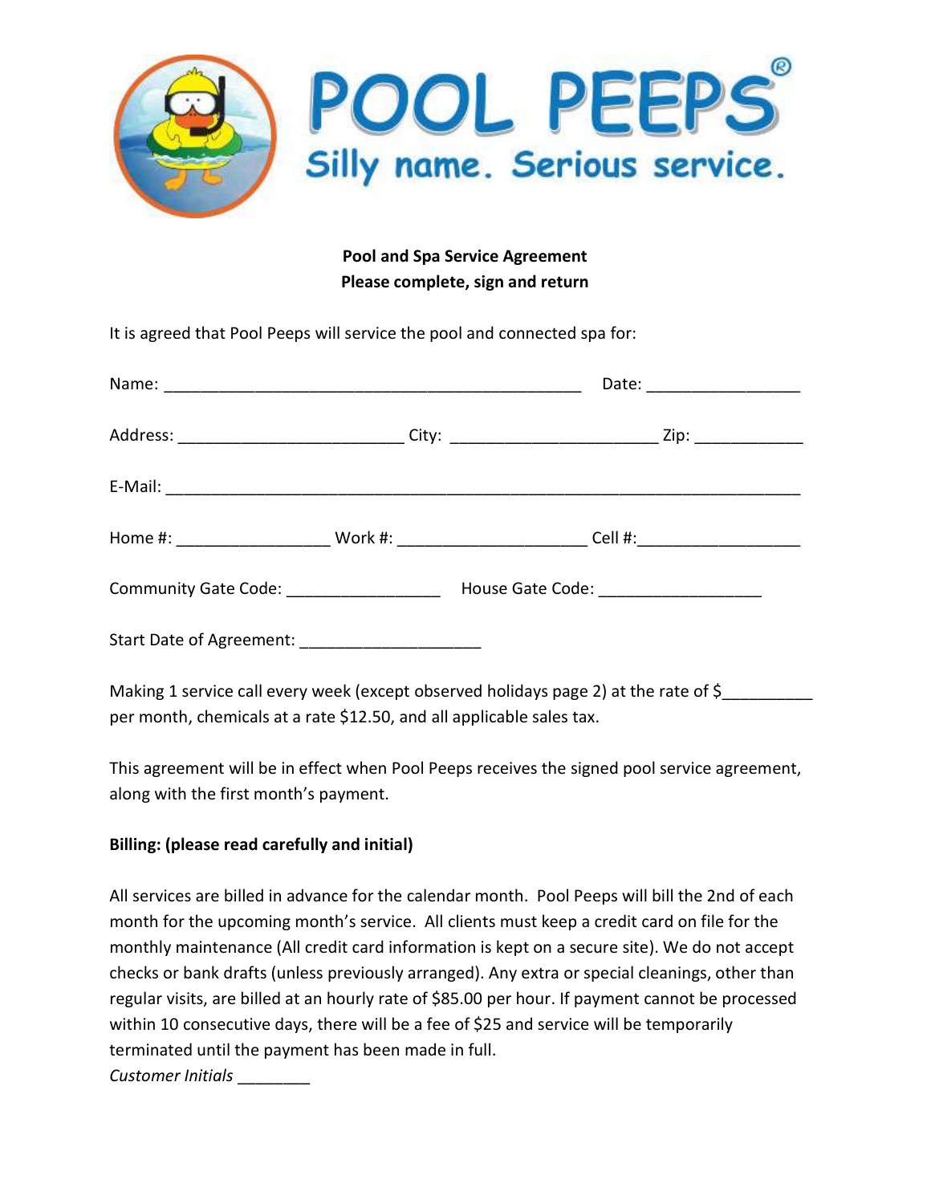# POOL PEEPS®

Silly name. Serious service.

**Pool and Spa Service Agreement**
**Please complete, sign and return**

It is agreed that Pool Peeps will service the pool and connected spa for:

Name: _______________________________________________ Date: _________________

Address: _________________________ City: _______________________ Zip: ____________

E-Mail: _______________________________________________________________________

Home #: _________________ Work #: _____________________ Cell #:__________________

Community Gate Code: _________________ House Gate Code: __________________

Start Date of Agreement: ____________________

Making 1 service call every week (except observed holidays page 2) at the rate of $__________ per month, chemicals at a rate $12.50, and all applicable sales tax.

This agreement will be in effect when Pool Peeps receives the signed pool service agreement, along with the first month's payment.

**Billing: (please read carefully and initial)**

All services are billed in advance for the calendar month. Pool Peeps will bill the 2nd of each month for the upcoming month's service. All clients must keep a credit card on file for the monthly maintenance (All credit card information is kept on a secure site). We do not accept checks or bank drafts (unless previously arranged). Any extra or special cleanings, other than regular visits, are billed at an hourly rate of $85.00 per hour. If payment cannot be processed within 10 consecutive days, there will be a fee of $25 and service will be temporarily terminated until the payment has been made in full.

*Customer Initials* ________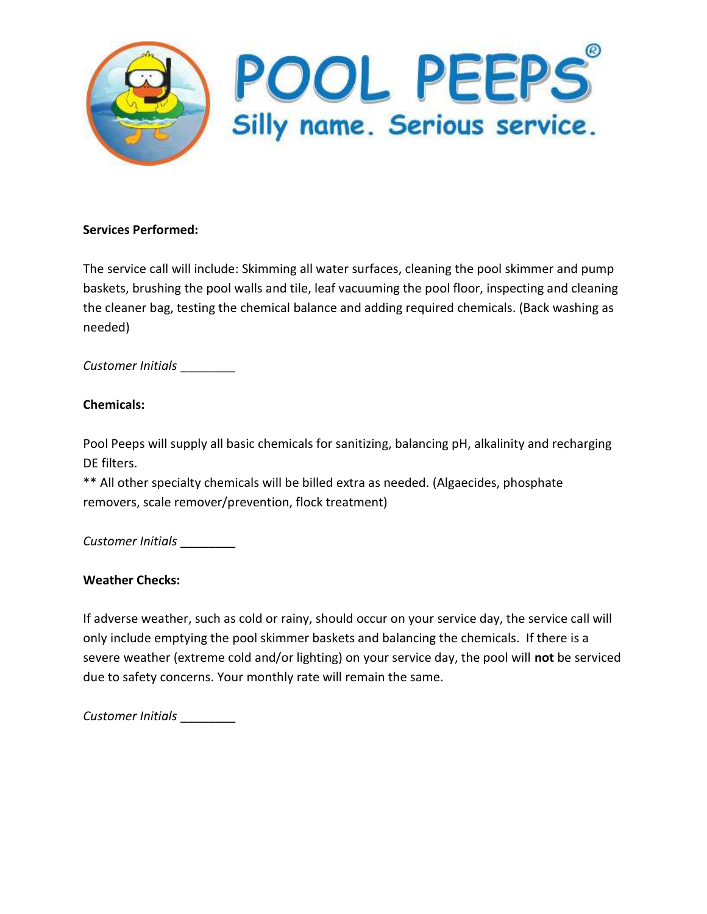# POOL PEEPS®

Silly name. Serious service.

**Services Performed:**

The service call will include: Skimming all water surfaces, cleaning the pool skimmer and pump baskets, brushing the pool walls and tile, leaf vacuuming the pool floor, inspecting and cleaning the cleaner bag, testing the chemical balance and adding required chemicals. (Back washing as needed)

*Customer Initials* ________

**Chemicals:**

Pool Peeps will supply all basic chemicals for sanitizing, balancing pH, alkalinity and recharging DE filters.
** All other specialty chemicals will be billed extra as needed. (Algaecides, phosphate removers, scale remover/prevention, flock treatment)

*Customer Initials* ________

**Weather Checks:**

If adverse weather, such as cold or rainy, should occur on your service day, the service call will only include emptying the pool skimmer baskets and balancing the chemicals. If there is a severe weather (extreme cold and/or lighting) on your service day, the pool will **not** be serviced due to safety concerns. Your monthly rate will remain the same.

*Customer Initials* ________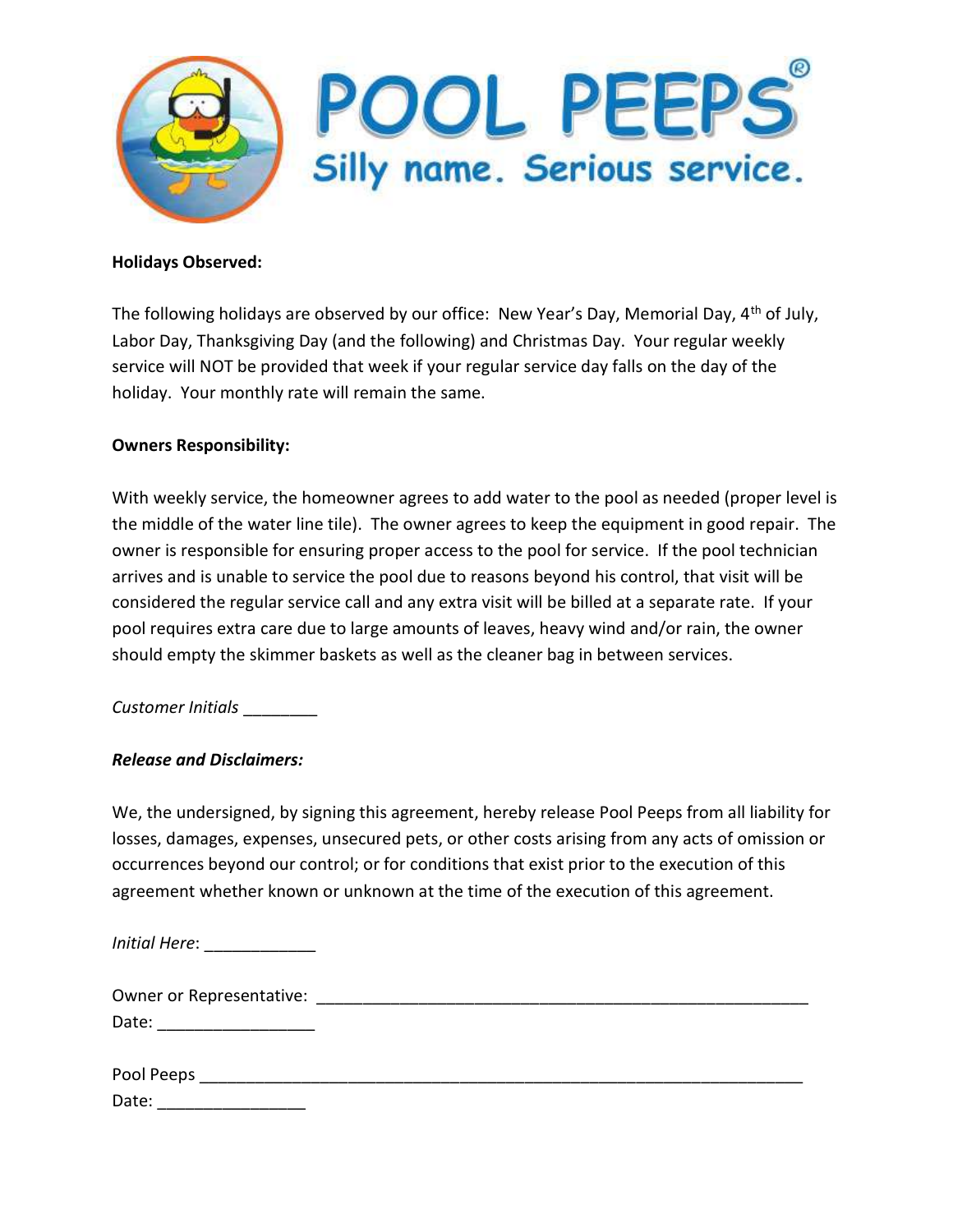# POOL PEEPS®

Silly name. Serious service.

**Holidays Observed:**

The following holidays are observed by our office: New Year's Day, Memorial Day, 4th of July, Labor Day, Thanksgiving Day (and the following) and Christmas Day. Your regular weekly service will NOT be provided that week if your regular service day falls on the day of the holiday. Your monthly rate will remain the same.

**Owners Responsibility:**

With weekly service, the homeowner agrees to add water to the pool as needed (proper level is the middle of the water line tile). The owner agrees to keep the equipment in good repair. The owner is responsible for ensuring proper access to the pool for service. If the pool technician arrives and is unable to service the pool due to reasons beyond his control, that visit will be considered the regular service call and any extra visit will be billed at a separate rate. If your pool requires extra care due to large amounts of leaves, heavy wind and/or rain, the owner should empty the skimmer baskets as well as the cleaner bag in between services.

*Customer Initials* ________

***Release and Disclaimers:***

We, the undersigned, by signing this agreement, hereby release Pool Peeps from all liability for losses, damages, expenses, unsecured pets, or other costs arising from any acts of omission or occurrences beyond our control; or for conditions that exist prior to the execution of this agreement whether known or unknown at the time of the execution of this agreement.

*Initial Here*: ____________

Owner or Representative: ________________________________________________________
Date: _________________

Pool Peeps ____________________________________________________________________
Date: ________________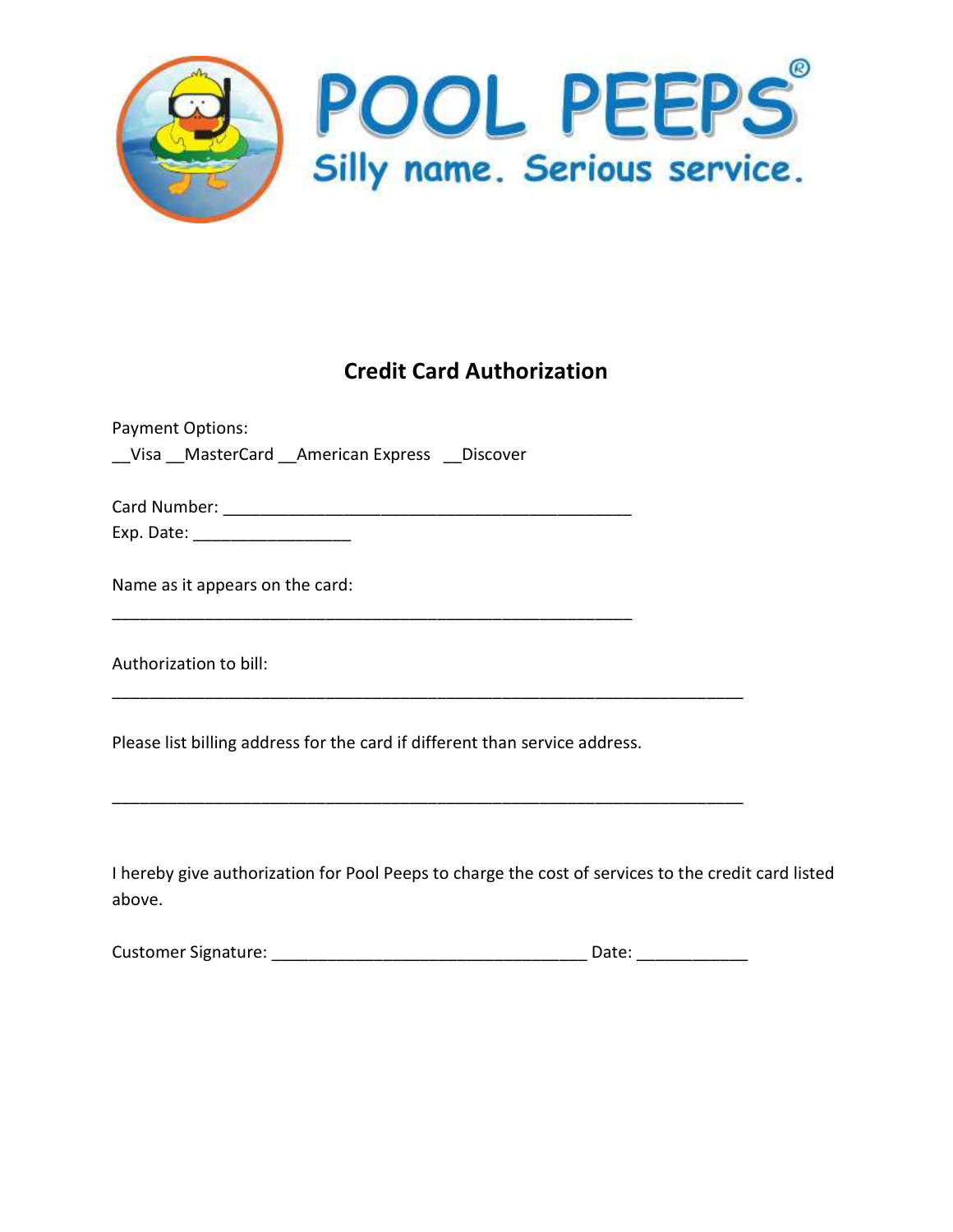POOL PEEPS®

Silly name. Serious service.

## Credit Card Authorization

Payment Options:

__Visa __MasterCard __American Express __Discover

Card Number: ____________________________________________

Exp. Date: _________________

Name as it appears on the card:

_________________________________________________________

Authorization to bill:

_____________________________________________________________________

Please list billing address for the card if different than service address.

_____________________________________________________________________

I hereby give authorization for Pool Peeps to charge the cost of services to the credit card listed above.

Customer Signature: __________________________________ Date: ____________